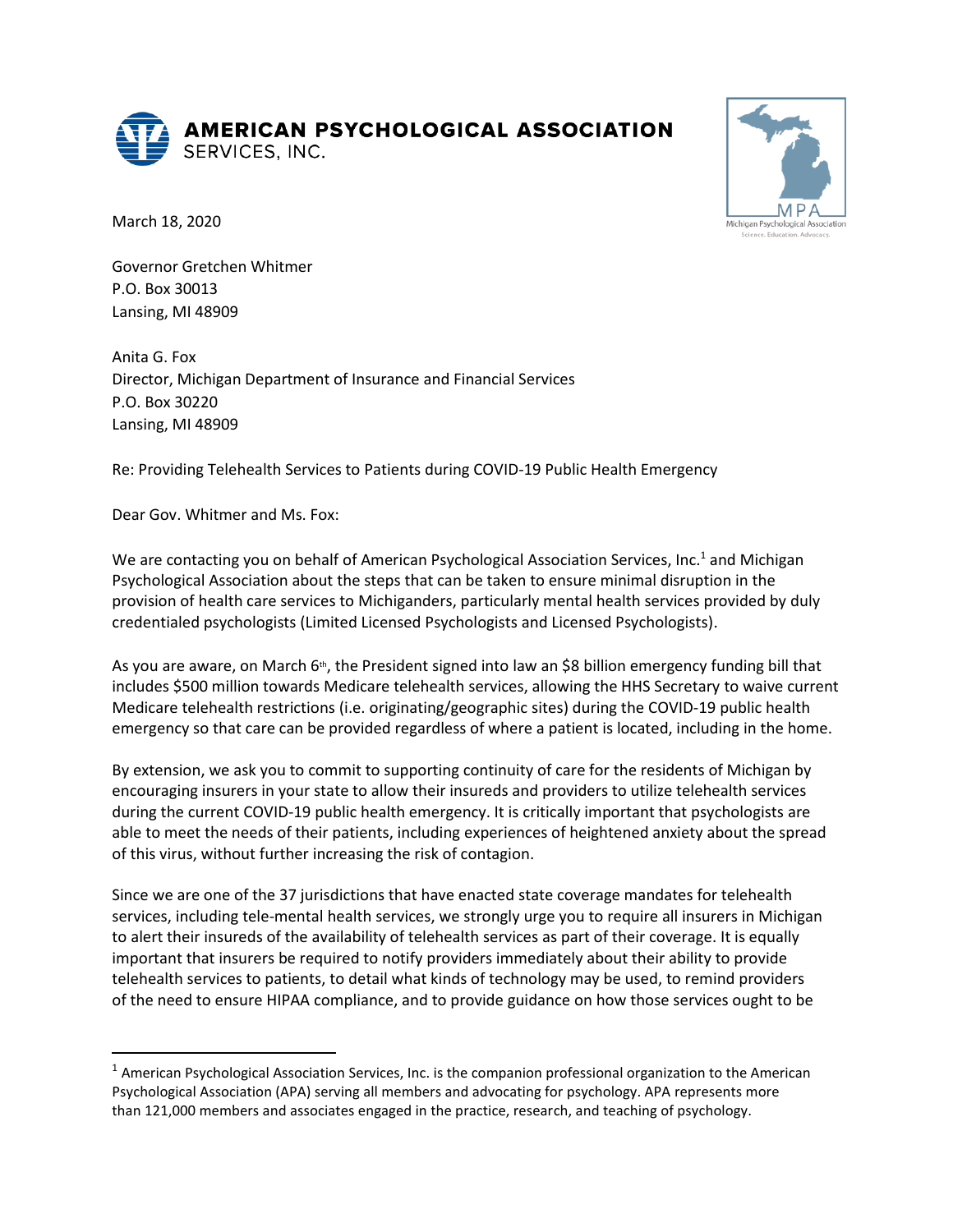**AMERICAN PSYCHOLOGICAL ASSOCIATION**
SERVICES, INC.

MPA
Michigan Psychological Association
Science. Education. Advocacy.

March 18, 2020

Governor Gretchen Whitmer
P.O. Box 30013
Lansing, MI 48909

Anita G. Fox
Director, Michigan Department of Insurance and Financial Services
P.O. Box 30220
Lansing, MI 48909

Re: Providing Telehealth Services to Patients during COVID-19 Public Health Emergency

Dear Gov. Whitmer and Ms. Fox:

We are contacting you on behalf of American Psychological Association Services, Inc.[1] and Michigan Psychological Association about the steps that can be taken to ensure minimal disruption in the provision of health care services to Michiganders, particularly mental health services provided by duly credentialed psychologists (Limited Licensed Psychologists and Licensed Psychologists).

As you are aware, on March 6th, the President signed into law an $8 billion emergency funding bill that includes $500 million towards Medicare telehealth services, allowing the HHS Secretary to waive current Medicare telehealth restrictions (i.e. originating/geographic sites) during the COVID-19 public health emergency so that care can be provided regardless of where a patient is located, including in the home.

By extension, we ask you to commit to supporting continuity of care for the residents of Michigan by encouraging insurers in your state to allow their insureds and providers to utilize telehealth services during the current COVID-19 public health emergency. It is critically important that psychologists are able to meet the needs of their patients, including experiences of heightened anxiety about the spread of this virus, without further increasing the risk of contagion.

Since we are one of the 37 jurisdictions that have enacted state coverage mandates for telehealth services, including tele-mental health services, we strongly urge you to require all insurers in Michigan to alert their insureds of the availability of telehealth services as part of their coverage. It is equally important that insurers be required to notify providers immediately about their ability to provide telehealth services to patients, to detail what kinds of technology may be used, to remind providers of the need to ensure HIPAA compliance, and to provide guidance on how those services ought to be

[1] American Psychological Association Services, Inc. is the companion professional organization to the American Psychological Association (APA) serving all members and advocating for psychology. APA represents more than 121,000 members and associates engaged in the practice, research, and teaching of psychology.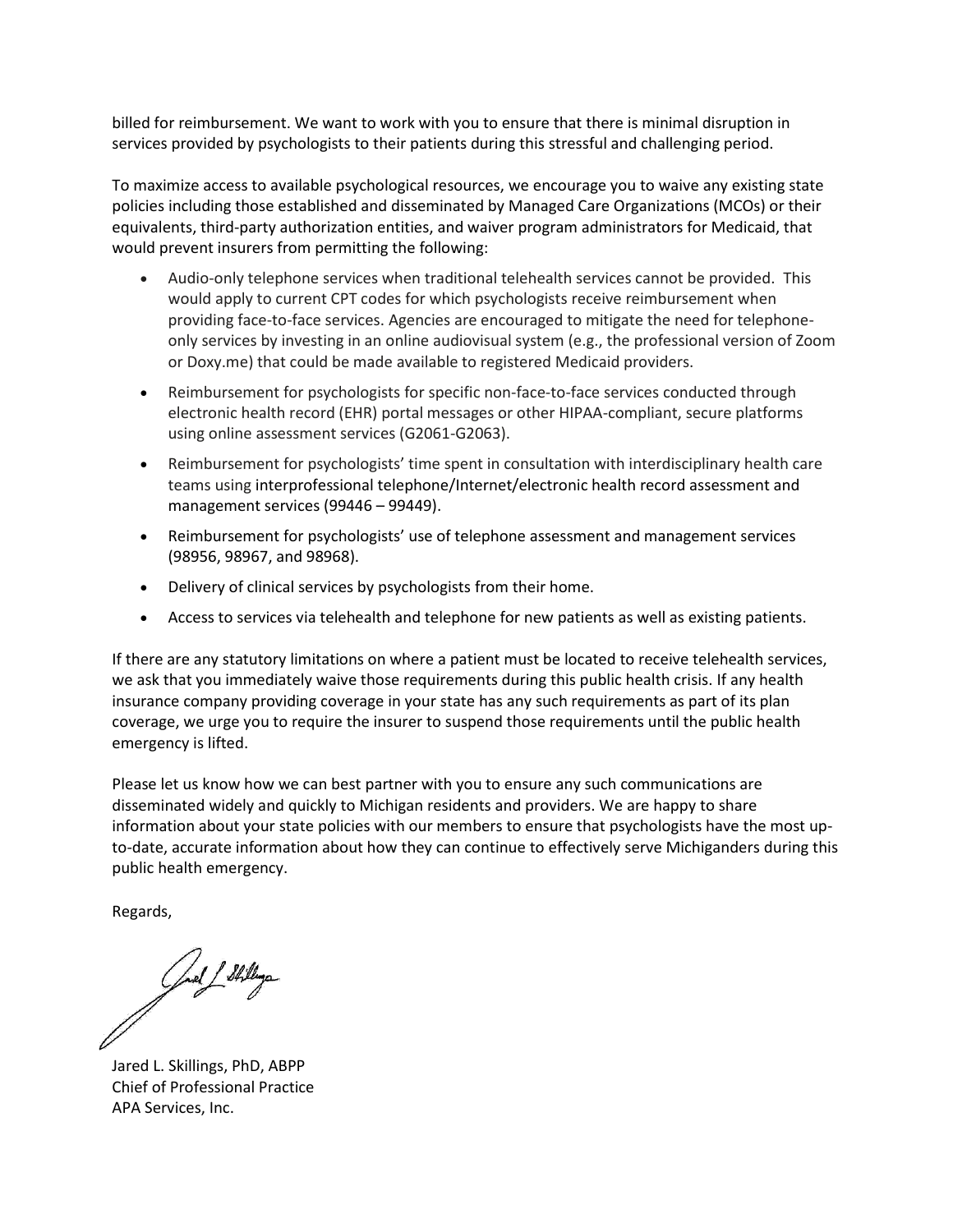billed for reimbursement. We want to work with you to ensure that there is minimal disruption in services provided by psychologists to their patients during this stressful and challenging period.

To maximize access to available psychological resources, we encourage you to waive any existing state policies including those established and disseminated by Managed Care Organizations (MCOs) or their equivalents, third-party authorization entities, and waiver program administrators for Medicaid, that would prevent insurers from permitting the following:

- Audio-only telephone services when traditional telehealth services cannot be provided. This would apply to current CPT codes for which psychologists receive reimbursement when providing face-to-face services. Agencies are encouraged to mitigate the need for telephone-only services by investing in an online audiovisual system (e.g., the professional version of Zoom or Doxy.me) that could be made available to registered Medicaid providers.
- Reimbursement for psychologists for specific non-face-to-face services conducted through electronic health record (EHR) portal messages or other HIPAA-compliant, secure platforms using online assessment services (G2061-G2063).
- Reimbursement for psychologists' time spent in consultation with interdisciplinary health care teams using interprofessional telephone/Internet/electronic health record assessment and management services (99446 – 99449).
- Reimbursement for psychologists' use of telephone assessment and management services (98956, 98967, and 98968).
- Delivery of clinical services by psychologists from their home.
- Access to services via telehealth and telephone for new patients as well as existing patients.

If there are any statutory limitations on where a patient must be located to receive telehealth services, we ask that you immediately waive those requirements during this public health crisis. If any health insurance company providing coverage in your state has any such requirements as part of its plan coverage, we urge you to require the insurer to suspend those requirements until the public health emergency is lifted.

Please let us know how we can best partner with you to ensure any such communications are disseminated widely and quickly to Michigan residents and providers. We are happy to share information about your state policies with our members to ensure that psychologists have the most up-to-date, accurate information about how they can continue to effectively serve Michiganders during this public health emergency.

Regards,

Jared L. Skillings, PhD, ABPP
Chief of Professional Practice
APA Services, Inc.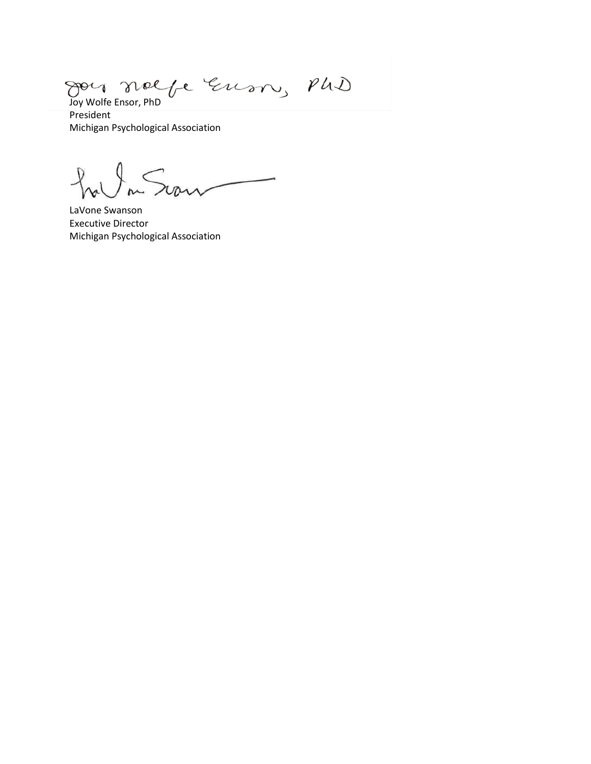Joy Wolfe Ensor, PhD
President
Michigan Psychological Association

LaVone Swanson
Executive Director
Michigan Psychological Association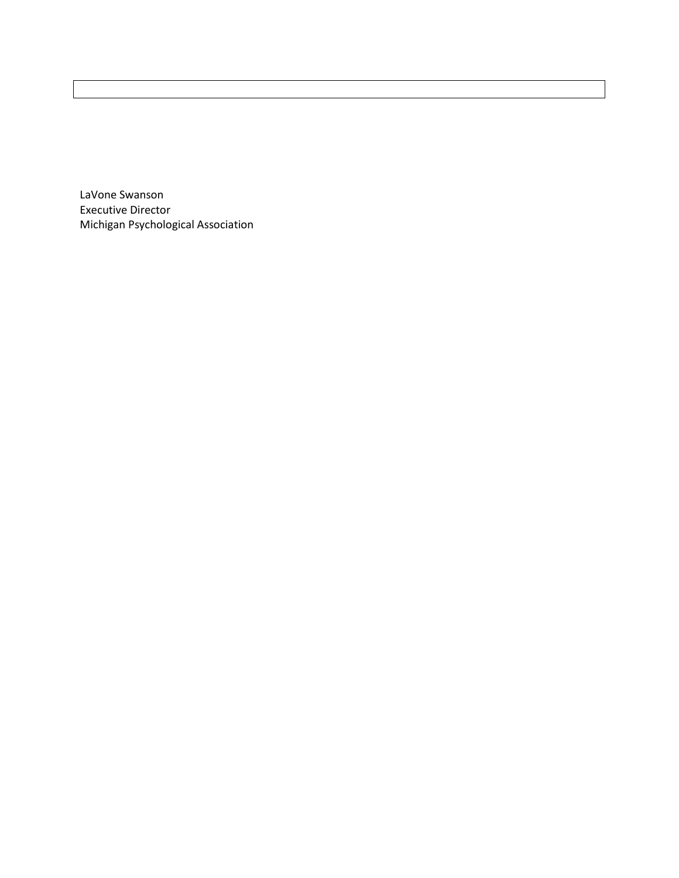LaVone Swanson
Executive Director
Michigan Psychological Association